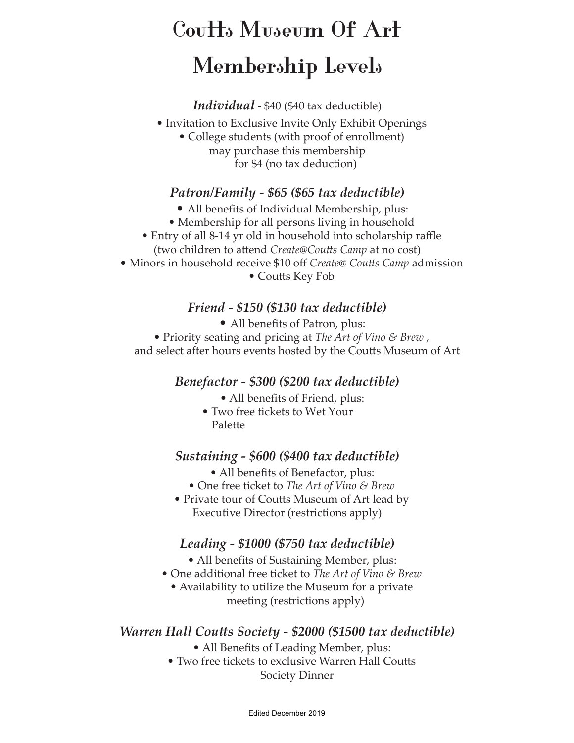# Coutts Museum Of Art

# Membership Levels

***Individual*** - $40 ($40 tax deductible)

- Invitation to Exclusive Invite Only Exhibit Openings
- College students (with proof of enrollment) may purchase this membership for $4 (no tax deduction)

### *Patron/Family - $65 ($65 tax deductible)*

- All benefits of Individual Membership, plus:
- Membership for all persons living in household
- Entry of all 8-14 yr old in household into scholarship raffle (two children to attend *Create@Coutts Camp* at no cost)
- Minors in household receive $10 off *Create@ Coutts Camp* admission
- Coutts Key Fob

### *Friend - $150 ($130 tax deductible)*

- All benefits of Patron, plus:
- Priority seating and pricing at *The Art of Vino & Brew* , and select after hours events hosted by the Coutts Museum of Art

### *Benefactor - $300 ($200 tax deductible)*

- All benefits of Friend, plus:
- Two free tickets to Wet Your Palette

### *Sustaining - $600 ($400 tax deductible)*

- All benefits of Benefactor, plus:
- One free ticket to *The Art of Vino & Brew*
- Private tour of Coutts Museum of Art lead by Executive Director (restrictions apply)

### *Leading - $1000 ($750 tax deductible)*

- All benefits of Sustaining Member, plus:
- One additional free ticket to *The Art of Vino & Brew*
- Availability to utilize the Museum for a private meeting (restrictions apply)

### *Warren Hall Coutts Society - $2000 ($1500 tax deductible)*

- All Benefits of Leading Member, plus:
- Two free tickets to exclusive Warren Hall Coutts Society Dinner

Edited December 2019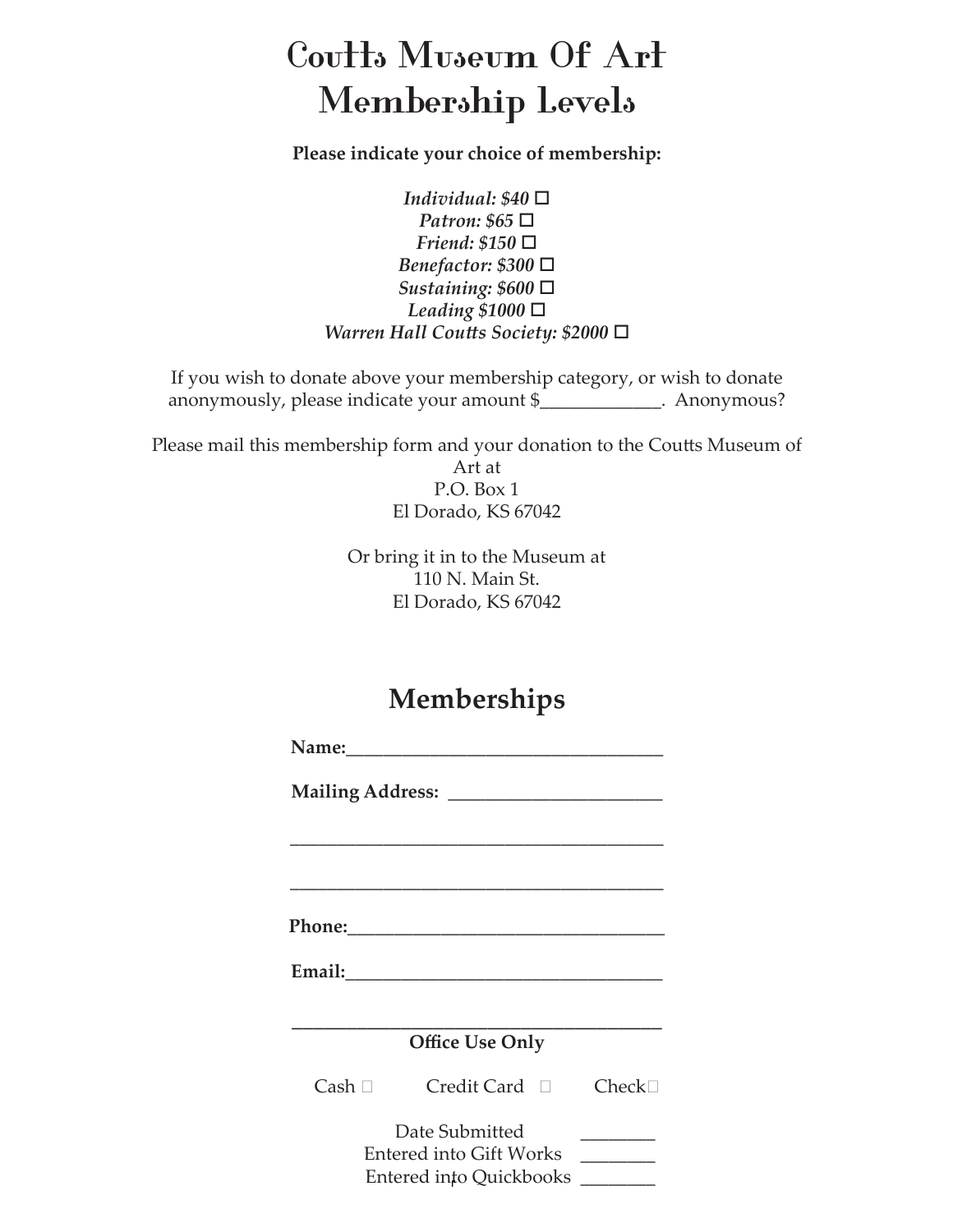# Coutts Museum Of Art
# Membership Levels

**Please indicate your choice of membership:**

*Individual: $40* ☐
*Patron: $65* ☐
*Friend: $150* ☐
*Benefactor: $300* ☐
*Sustaining: $600* ☐
*Leading $1000* ☐
*Warren Hall Coutts Society: $2000* ☐

If you wish to donate above your membership category, or wish to donate anonymously, please indicate your amount $_____________. Anonymous?

Please mail this membership form and your donation to the Coutts Museum of Art at
P.O. Box 1
El Dorado, KS 67042

Or bring it in to the Museum at
110 N. Main St.
El Dorado, KS 67042

## Memberships

**Name:**___________________________________

**Mailing Address:** _______________________

__________________________________________

__________________________________________

**Phone:**___________________________________

**Email:**___________________________________

__________________________________________

**Office Use Only**

Cash ☐ Credit Card ☐ Check☐

Date Submitted ________
Entered into Gift Works ________
Entered into Quickbooks ________